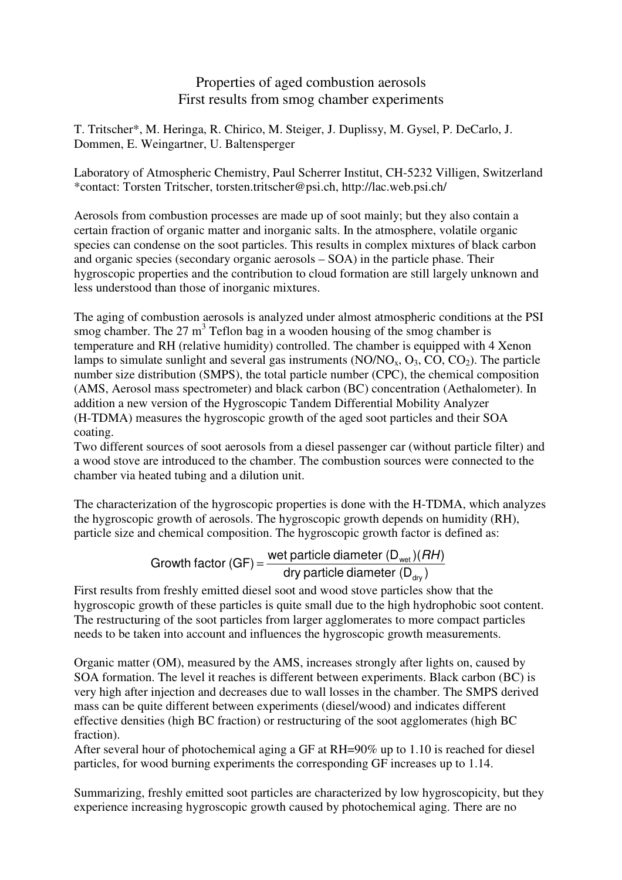# Properties of aged combustion aerosols
## First results from smog chamber experiments

T. Tritscher*, M. Heringa, R. Chirico, M. Steiger, J. Duplissy, M. Gysel, P. DeCarlo, J. Dommen, E. Weingartner, U. Baltensperger

Laboratory of Atmospheric Chemistry, Paul Scherrer Institut, CH-5232 Villigen, Switzerland
*contact: Torsten Tritscher, torsten.tritscher@psi.ch, http://lac.web.psi.ch/

Aerosols from combustion processes are made up of soot mainly; but they also contain a certain fraction of organic matter and inorganic salts. In the atmosphere, volatile organic species can condense on the soot particles. This results in complex mixtures of black carbon and organic species (secondary organic aerosols – SOA) in the particle phase. Their hygroscopic properties and the contribution to cloud formation are still largely unknown and less understood than those of inorganic mixtures.

The aging of combustion aerosols is analyzed under almost atmospheric conditions at the PSI smog chamber. The 27 $m^3$ Teflon bag in a wooden housing of the smog chamber is temperature and RH (relative humidity) controlled. The chamber is equipped with 4 Xenon lamps to simulate sunlight and several gas instruments (NO/$NO_x$, $O_3$, CO, $CO_2$). The particle number size distribution (SMPS), the total particle number (CPC), the chemical composition (AMS, Aerosol mass spectrometer) and black carbon (BC) concentration (Aethalometer). In addition a new version of the Hygroscopic Tandem Differential Mobility Analyzer (H-TDMA) measures the hygroscopic growth of the aged soot particles and their SOA coating.
Two different sources of soot aerosols from a diesel passenger car (without particle filter) and a wood stove are introduced to the chamber. The combustion sources were connected to the chamber via heated tubing and a dilution unit.

The characterization of the hygroscopic properties is done with the H-TDMA, which analyzes the hygroscopic growth of aerosols. The hygroscopic growth depends on humidity (RH), particle size and chemical composition. The hygroscopic growth factor is defined as:

$$\text{Growth factor (GF)} = \frac{\text{wet particle diameter } (D_{wet})(RH)}{\text{dry particle diameter } (D_{dry})}$$

First results from freshly emitted diesel soot and wood stove particles show that the hygroscopic growth of these particles is quite small due to the high hydrophobic soot content. The restructuring of the soot particles from larger agglomerates to more compact particles needs to be taken into account and influences the hygroscopic growth measurements.

Organic matter (OM), measured by the AMS, increases strongly after lights on, caused by SOA formation. The level it reaches is different between experiments. Black carbon (BC) is very high after injection and decreases due to wall losses in the chamber. The SMPS derived mass can be quite different between experiments (diesel/wood) and indicates different effective densities (high BC fraction) or restructuring of the soot agglomerates (high BC fraction).
After several hour of photochemical aging a GF at RH=90% up to 1.10 is reached for diesel particles, for wood burning experiments the corresponding GF increases up to 1.14.

Summarizing, freshly emitted soot particles are characterized by low hygroscopicity, but they experience increasing hygroscopic growth caused by photochemical aging. There are no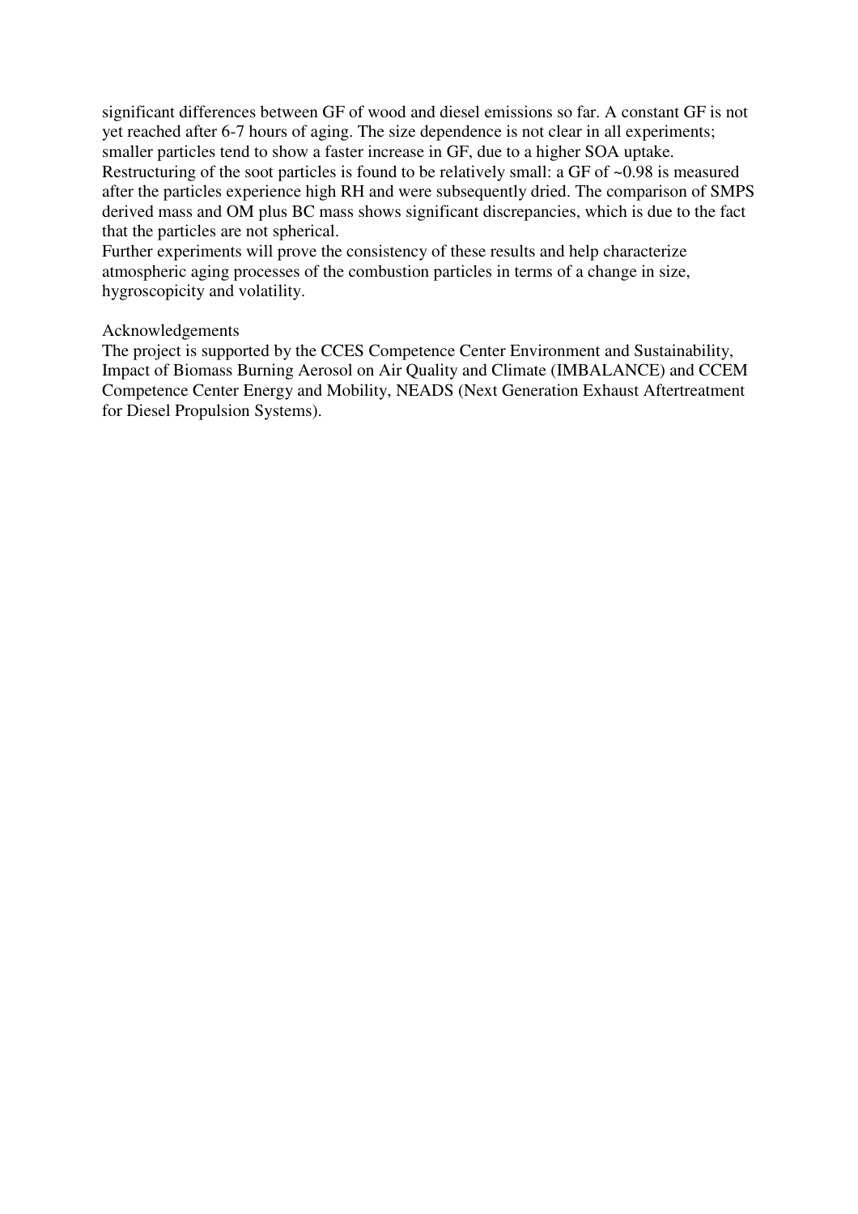significant differences between GF of wood and diesel emissions so far. A constant GF is not yet reached after 6-7 hours of aging. The size dependence is not clear in all experiments; smaller particles tend to show a faster increase in GF, due to a higher SOA uptake.
Restructuring of the soot particles is found to be relatively small: a GF of ~0.98 is measured after the particles experience high RH and were subsequently dried. The comparison of SMPS derived mass and OM plus BC mass shows significant discrepancies, which is due to the fact that the particles are not spherical.
Further experiments will prove the consistency of these results and help characterize atmospheric aging processes of the combustion particles in terms of a change in size, hygroscopicity and volatility.

Acknowledgements
The project is supported by the CCES Competence Center Environment and Sustainability, Impact of Biomass Burning Aerosol on Air Quality and Climate (IMBALANCE) and CCEM Competence Center Energy and Mobility, NEADS (Next Generation Exhaust Aftertreatment for Diesel Propulsion Systems).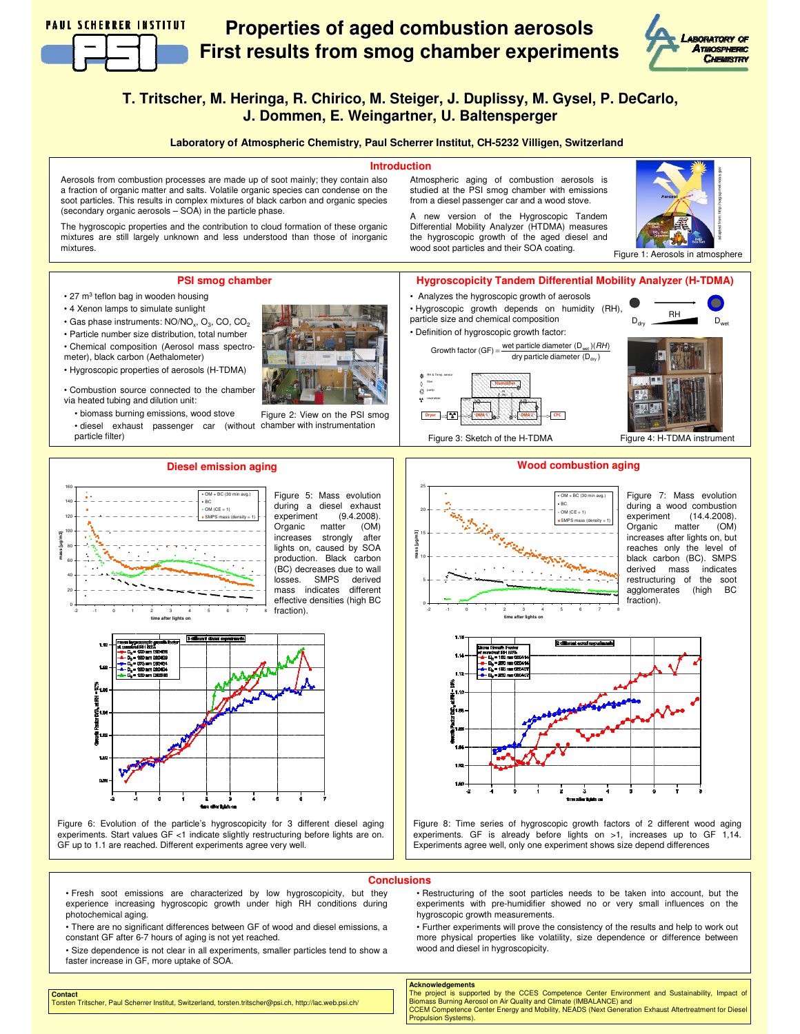# Properties of aged combustion aerosols
# First results from smog chamber experiments

PAUL SCHERRER INSTITUT

Laboratory of Atmospheric Chemistry

**T. Tritscher, M. Heringa, R. Chirico, M. Steiger, J. Duplissy, M. Gysel, P. DeCarlo, J. Dommen, E. Weingartner, U. Baltensperger**

**Laboratory of Atmospheric Chemistry, Paul Scherrer Institut, CH-5232 Villigen, Switzerland**

## Introduction

Aerosols from combustion processes are made up of soot mainly; they contain also a fraction of organic matter and salts. Volatile organic species can condense on the soot particles. This results in complex mixtures of black carbon and organic species (secondary organic aerosols – SOA) in the particle phase.

The hygroscopic properties and the contribution to cloud formation of these organic mixtures are still largely unknown and less understood than those of inorganic mixtures.

Atmospheric aging of combustion aerosols is studied at the PSI smog chamber with emissions from a diesel passenger car and a wood stove.

A new version of the Hygroscopic Tandem Differential Mobility Analyzer (HTDMA) measures the hygroscopic growth of the aged diesel and wood soot particles and their SOA coating.

Figure 1: Aerosols in atmosphere

## PSI smog chamber

- 27 $m^3$ teflon bag in wooden housing
- 4 Xenon lamps to simulate sunlight
- Gas phase instruments: $NO/NO_x$, $O_3$, CO, $CO_2$
- Particle number size distribution, total number
- Chemical composition (Aerosol mass spectrometer), black carbon (Aethalometer)
- Hygroscopic properties of aerosols (H-TDMA)
- Combustion source connected to the chamber via heated tubing and dilution unit:
  - biomass burning emissions, wood stove
  - diesel exhaust passenger car (without particle filter)

Figure 2: View on the PSI smog chamber with instrumentation

## Hygroscopicity Tandem Differential Mobility Analyzer (H-TDMA)

- Analyzes the hygroscopic growth of aerosols
- Hygroscopic growth depends on humidity (RH), particle size and chemical composition
- Definition of hygroscopic growth factor:

$$\text{Growth factor (GF)} = \frac{\text{wet particle diameter } (D_{wet})(RH)}{\text{dry particle diameter } (D_{dry})}$$

Figure 3: Sketch of the H-TDMA

Figure 4: H-TDMA instrument

## Diesel emission aging

Figure 5: Mass evolution during a diesel exhaust experiment (9.4.2008). Organic matter (OM) increases strongly after lights on, caused by SOA production. Black carbon (BC) decreases due to wall losses. SMPS derived mass indicates different effective densities (high BC fraction).

Figure 6: Evolution of the particle's hygroscopicity for 3 different diesel aging experiments. Start values GF <1 indicate slightly restructuring before lights are on. GF up to 1.1 are reached. Different experiments agree very well.

## Wood combustion aging

Figure 7: Mass evolution during a wood combustion experiment (14.4.2008). Organic matter (OM) increases after lights on, but reaches only the level of black carbon (BC). SMPS derived mass indicates restructuring of the soot agglomerates (high BC fraction).

Figure 8: Time series of hygroscopic growth factors of 2 different wood aging experiments. GF is already before lights on >1, increases up to GF 1,14. Experiments agree well, only one experiment shows size depend differences

## Conclusions

- Fresh soot emissions are characterized by low hygroscopicity, but they experience increasing hygroscopic growth under high RH conditions during photochemical aging.
- There are no significant differences between GF of wood and diesel emissions, a constant GF after 6-7 hours of aging is not yet reached.
- Size dependence is not clear in all experiments, smaller particles tend to show a faster increase in GF, more uptake of SOA.
- Restructuring of the soot particles needs to be taken into account, but the experiments with pre-humidifier showed no or very small influences on the hygroscopic growth measurements.
- Further experiments will prove the consistency of the results and help to work out more physical properties like volatility, size dependence or difference between wood and diesel in hygroscopicity.

**Contact**
Torsten Tritscher, Paul Scherrer Institut, Switzerland, torsten.tritscher@psi.ch, http://lac.web.psi.ch/

**Acknowledgements**
The project is supported by the CCES Competence Center Environment and Sustainability, Impact of Biomass Burning Aerosol on Air Quality and Climate (IMBALANCE) and
CCEM Competence Center Energy and Mobility, NEADS (Next Generation Exhaust Aftertreatment for Diesel Propulsion Systems).